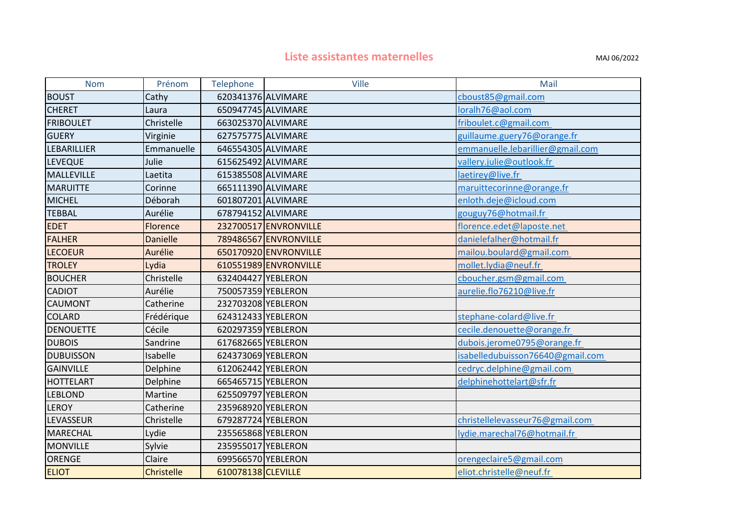# Liste assistantes maternelles

MAJ 06/2022

| Nom | Prénom | Telephone | Ville | Mail |
|---|---|---|---|---|
| BOUST | Cathy | 620341376 | ALVIMARE | cboust85@gmail.com |
| CHERET | Laura | 650947745 | ALVIMARE | loralh76@aol.com |
| FRIBOULET | Christelle | 663025370 | ALVIMARE | friboulet.c@gmail.com |
| GUERY | Virginie | 627575775 | ALVIMARE | guillaume.guery76@orange.fr |
| LEBARILLIER | Emmanuelle | 646554305 | ALVIMARE | emmanuelle.lebarillier@gmail.com |
| LEVEQUE | Julie | 615625492 | ALVIMARE | vallery.julie@outlook.fr |
| MALLEVILLE | Laetita | 615385508 | ALVIMARE | laetirey@live.fr |
| MARUITTE | Corinne | 665111390 | ALVIMARE | maruittecorinne@orange.fr |
| MICHEL | Déborah | 601807201 | ALVIMARE | enloth.deje@icloud.com |
| TEBBAL | Aurélie | 678794152 | ALVIMARE | gouguy76@hotmail.fr |
| EDET | Florence | 232700517 | ENVRONVILLE | florence.edet@laposte.net |
| FALHER | Danielle | 789486567 | ENVRONVILLE | danielefalher@hotmail.fr |
| LECOEUR | Aurélie | 650170920 | ENVRONVILLE | mailou.boulard@gmail.com |
| TROLEY | Lydia | 610551989 | ENVRONVILLE | mollet.lydia@neuf.fr |
| BOUCHER | Christelle | 632404427 | YEBLERON | cboucher.gsm@gmail.com |
| CADIOT | Aurélie | 750057359 | YEBLERON | aurelie.flo76210@live.fr |
| CAUMONT | Catherine | 232703208 | YEBLERON | |
| COLARD | Frédérique | 624312433 | YEBLERON | stephane-colard@live.fr |
| DENOUETTE | Cécile | 620297359 | YEBLERON | cecile.denouette@orange.fr |
| DUBOIS | Sandrine | 617682665 | YEBLERON | dubois.jerome0795@orange.fr |
| DUBUISSON | Isabelle | 624373069 | YEBLERON | isabelledubuisson76640@gmail.com |
| GAINVILLE | Delphine | 612062442 | YEBLERON | cedryc.delphine@gmail.com |
| HOTTELART | Delphine | 665465715 | YEBLERON | delphinehottelart@sfr.fr |
| LEBLOND | Martine | 625509797 | YEBLERON | |
| LEROY | Catherine | 235968920 | YEBLERON | |
| LEVASSEUR | Christelle | 679287724 | YEBLERON | christellelevasseur76@gmail.com |
| MARECHAL | Lydie | 235565868 | YEBLERON | lydie.marechal76@hotmail.fr |
| MONVILLE | Sylvie | 235955017 | YEBLERON | |
| ORENGE | Claire | 699566570 | YEBLERON | orengeclaire5@gmail.com |
| ELIOT | Christelle | 610078138 | CLEVILLE | eliot.christelle@neuf.fr |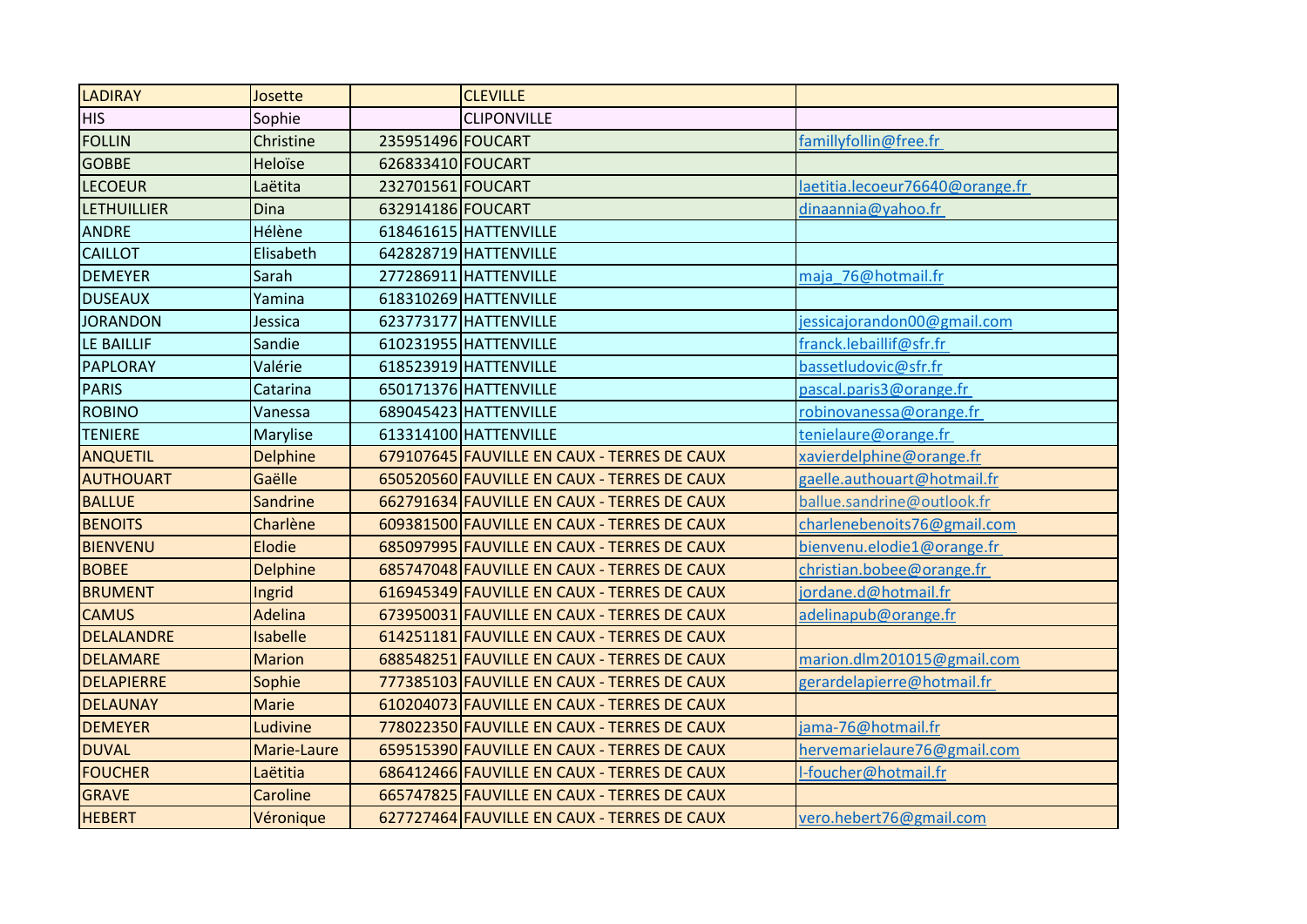| LADIRAY | Josette | | CLEVILLE | |
|---|---|---|---|---|
| HIS | Sophie | | CLIPONVILLE | |
| FOLLIN | Christine | 235951496 | FOUCART | famillyfollin@free.fr |
| GOBBE | Heloïse | 626833410 | FOUCART | |
| LECOEUR | Laëtita | 232701561 | FOUCART | laetitia.lecoeur76640@orange.fr |
| LETHUILLIER | Dina | 632914186 | FOUCART | dinaannia@yahoo.fr |
| ANDRE | Hélène | 618461615 | HATTENVILLE | |
| CAILLOT | Elisabeth | 642828719 | HATTENVILLE | |
| DEMEYER | Sarah | 277286911 | HATTENVILLE | maja_76@hotmail.fr |
| DUSEAUX | Yamina | 618310269 | HATTENVILLE | |
| JORANDON | Jessica | 623773177 | HATTENVILLE | jessicajorandon00@gmail.com |
| LE BAILLIF | Sandie | 610231955 | HATTENVILLE | franck.lebaillif@sfr.fr |
| PAPLORAY | Valérie | 618523919 | HATTENVILLE | bassetludovic@sfr.fr |
| PARIS | Catarina | 650171376 | HATTENVILLE | pascal.paris3@orange.fr |
| ROBINO | Vanessa | 689045423 | HATTENVILLE | robinovanessa@orange.fr |
| TENIERE | Marylise | 613314100 | HATTENVILLE | tenielaure@orange.fr |
| ANQUETIL | Delphine | 679107645 | FAUVILLE EN CAUX - TERRES DE CAUX | xavierdelphine@orange.fr |
| AUTHOUART | Gaëlle | 650520560 | FAUVILLE EN CAUX - TERRES DE CAUX | gaelle.authouart@hotmail.fr |
| BALLUE | Sandrine | 662791634 | FAUVILLE EN CAUX - TERRES DE CAUX | ballue.sandrine@outlook.fr |
| BENOITS | Charlène | 609381500 | FAUVILLE EN CAUX - TERRES DE CAUX | charlenebenoits76@gmail.com |
| BIENVENU | Elodie | 685097995 | FAUVILLE EN CAUX - TERRES DE CAUX | bienvenu.elodie1@orange.fr |
| BOBEE | Delphine | 685747048 | FAUVILLE EN CAUX - TERRES DE CAUX | christian.bobee@orange.fr |
| BRUMENT | Ingrid | 616945349 | FAUVILLE EN CAUX - TERRES DE CAUX | jordane.d@hotmail.fr |
| CAMUS | Adelina | 673950031 | FAUVILLE EN CAUX - TERRES DE CAUX | adelinapub@orange.fr |
| DELALANDRE | Isabelle | 614251181 | FAUVILLE EN CAUX - TERRES DE CAUX | |
| DELAMARE | Marion | 688548251 | FAUVILLE EN CAUX - TERRES DE CAUX | marion.dlm201015@gmail.com |
| DELAPIERRE | Sophie | 777385103 | FAUVILLE EN CAUX - TERRES DE CAUX | gerardelapierre@hotmail.fr |
| DELAUNAY | Marie | 610204073 | FAUVILLE EN CAUX - TERRES DE CAUX | |
| DEMEYER | Ludivine | 778022350 | FAUVILLE EN CAUX - TERRES DE CAUX | jama-76@hotmail.fr |
| DUVAL | Marie-Laure | 659515390 | FAUVILLE EN CAUX - TERRES DE CAUX | hervemarielaure76@gmail.com |
| FOUCHER | Laëtitia | 686412466 | FAUVILLE EN CAUX - TERRES DE CAUX | l-foucher@hotmail.fr |
| GRAVE | Caroline | 665747825 | FAUVILLE EN CAUX - TERRES DE CAUX | |
| HEBERT | Véronique | 627727464 | FAUVILLE EN CAUX - TERRES DE CAUX | vero.hebert76@gmail.com |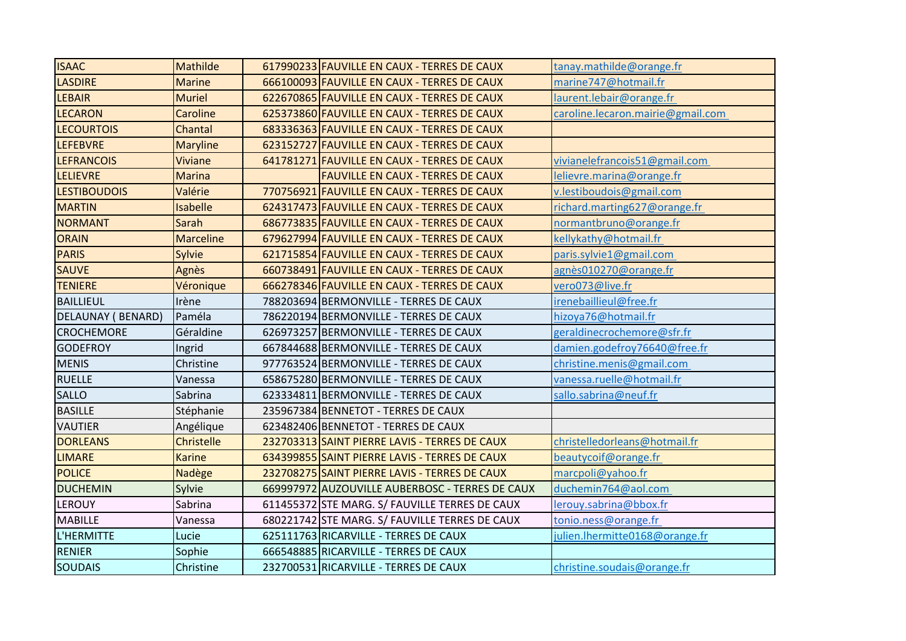| | | | | |
|---|---|---|---|---|
| ISAAC | Mathilde | 617990233 | FAUVILLE EN CAUX - TERRES DE CAUX | tanay.mathilde@orange.fr |
| LASDIRE | Marine | 666100093 | FAUVILLE EN CAUX - TERRES DE CAUX | marine747@hotmail.fr |
| LEBAIR | Muriel | 622670865 | FAUVILLE EN CAUX - TERRES DE CAUX | laurent.lebair@orange.fr |
| LECARON | Caroline | 625373860 | FAUVILLE EN CAUX - TERRES DE CAUX | caroline.lecaron.mairie@gmail.com |
| LECOURTOIS | Chantal | 683336363 | FAUVILLE EN CAUX - TERRES DE CAUX | |
| LEFEBVRE | Maryline | 623152727 | FAUVILLE EN CAUX - TERRES DE CAUX | |
| LEFRANCOIS | Viviane | 641781271 | FAUVILLE EN CAUX - TERRES DE CAUX | vivianelefrancois51@gmail.com |
| LELIEVRE | Marina | | FAUVILLE EN CAUX - TERRES DE CAUX | lelievre.marina@orange.fr |
| LESTIBOUDOIS | Valérie | 770756921 | FAUVILLE EN CAUX - TERRES DE CAUX | v.lestiboudois@gmail.com |
| MARTIN | Isabelle | 624317473 | FAUVILLE EN CAUX - TERRES DE CAUX | richard.marting627@orange.fr |
| NORMANT | Sarah | 686773835 | FAUVILLE EN CAUX - TERRES DE CAUX | normantbruno@orange.fr |
| ORAIN | Marceline | 679627994 | FAUVILLE EN CAUX - TERRES DE CAUX | kellykathy@hotmail.fr |
| PARIS | Sylvie | 621715854 | FAUVILLE EN CAUX - TERRES DE CAUX | paris.sylvie1@gmail.com |
| SAUVE | Agnès | 660738491 | FAUVILLE EN CAUX - TERRES DE CAUX | agnès010270@orange.fr |
| TENIERE | Véronique | 666278346 | FAUVILLE EN CAUX - TERRES DE CAUX | vero073@live.fr |
| BAILLIEUL | Irène | 788203694 | BERMONVILLE - TERRES DE CAUX | irenebaillieul@free.fr |
| DELAUNAY ( BENARD) | Paméla | 786220194 | BERMONVILLE - TERRES DE CAUX | hizoya76@hotmail.fr |
| CROCHEMORE | Géraldine | 626973257 | BERMONVILLE - TERRES DE CAUX | geraldinecrochemore@sfr.fr |
| GODEFROY | Ingrid | 667844688 | BERMONVILLE - TERRES DE CAUX | damien.godefroy76640@free.fr |
| MENIS | Christine | 977763524 | BERMONVILLE - TERRES DE CAUX | christine.menis@gmail.com |
| RUELLE | Vanessa | 658675280 | BERMONVILLE - TERRES DE CAUX | vanessa.ruelle@hotmail.fr |
| SALLO | Sabrina | 623334811 | BERMONVILLE - TERRES DE CAUX | sallo.sabrina@neuf.fr |
| BASILLE | Stéphanie | 235967384 | BENNETOT - TERRES DE CAUX | |
| VAUTIER | Angélique | 623482406 | BENNETOT - TERRES DE CAUX | |
| DORLEANS | Christelle | 232703313 | SAINT PIERRE LAVIS - TERRES DE CAUX | christelledorleans@hotmail.fr |
| LIMARE | Karine | 634399855 | SAINT PIERRE LAVIS - TERRES DE CAUX | beautycoif@orange.fr |
| POLICE | Nadège | 232708275 | SAINT PIERRE LAVIS - TERRES DE CAUX | marcpoli@yahoo.fr |
| DUCHEMIN | Sylvie | 669997972 | AUZOUVILLE AUBERBOSC - TERRES DE CAUX | duchemin764@aol.com |
| LEROUY | Sabrina | 611455372 | STE MARG. S/ FAUVILLE TERRES DE CAUX | lerouy.sabrina@bbox.fr |
| MABILLE | Vanessa | 680221742 | STE MARG. S/ FAUVILLE TERRES DE CAUX | tonio.ness@orange.fr |
| L'HERMITTE | Lucie | 625111763 | RICARVILLE - TERRES DE CAUX | julien.lhermitte0168@orange.fr |
| RENIER | Sophie | 666548885 | RICARVILLE - TERRES DE CAUX | |
| SOUDAIS | Christine | 232700531 | RICARVILLE - TERRES DE CAUX | christine.soudais@orange.fr |